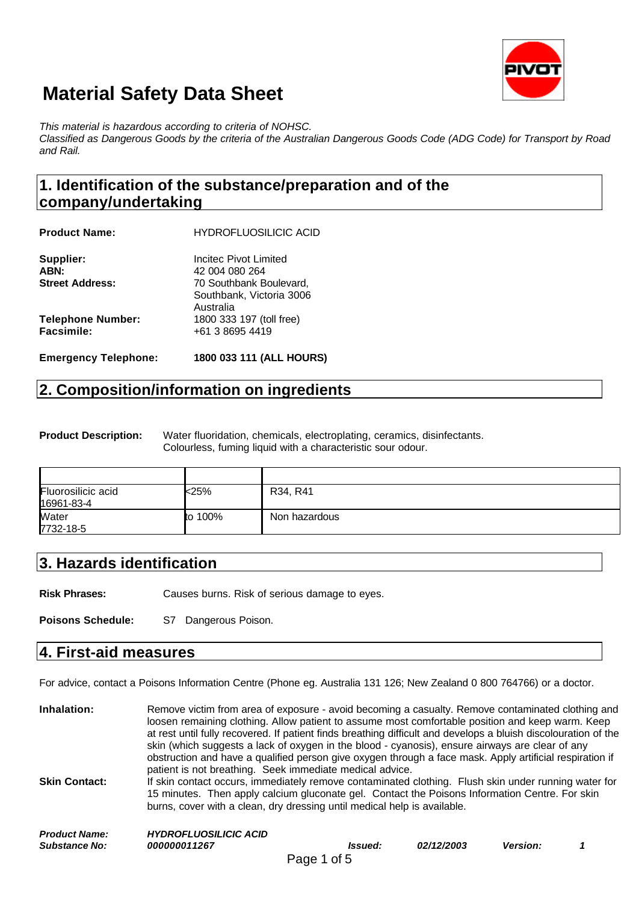# Material Safety Data Sheet

*This material is hazardous according to criteria of NOHSC.*
*Classified as Dangerous Goods by the criteria of the Australian Dangerous Goods Code (ADG Code) for Transport by Road and Rail.*

## 1. Identification of the substance/preparation and of the company/undertaking

**Product Name:** HYDROFLUOSILICIC ACID

**Supplier:** Incitec Pivot Limited
**ABN:** 42 004 080 264
**Street Address:** 70 Southbank Boulevard, Southbank, Victoria 3006 Australia
**Telephone Number:** 1800 333 197 (toll free)
**Facsimile:** +61 3 8695 4419

**Emergency Telephone:** **1800 033 111 (ALL HOURS)**

## 2. Composition/information on ingredients

**Product Description:** Water fluoridation, chemicals, electroplating, ceramics, disinfectants. Colourless, fuming liquid with a characteristic sour odour.

| | | |
|---|---|---|
| Fluorosilicic acid 16961-83-4 | <25% | R34, R41 |
| Water 7732-18-5 | to 100% | Non hazardous |

## 3. Hazards identification

**Risk Phrases:** Causes burns. Risk of serious damage to eyes.

**Poisons Schedule:** S7 Dangerous Poison.

## 4. First-aid measures

For advice, contact a Poisons Information Centre (Phone eg. Australia 131 126; New Zealand 0 800 764766) or a doctor.

**Inhalation:** Remove victim from area of exposure - avoid becoming a casualty. Remove contaminated clothing and loosen remaining clothing. Allow patient to assume most comfortable position and keep warm. Keep at rest until fully recovered. If patient finds breathing difficult and develops a bluish discolouration of the skin (which suggests a lack of oxygen in the blood - cyanosis), ensure airways are clear of any obstruction and have a qualified person give oxygen through a face mask. Apply artificial respiration if patient is not breathing. Seek immediate medical advice.

**Skin Contact:** If skin contact occurs, immediately remove contaminated clothing. Flush skin under running water for 15 minutes. Then apply calcium gluconate gel. Contact the Poisons Information Centre. For skin burns, cover with a clean, dry dressing until medical help is available.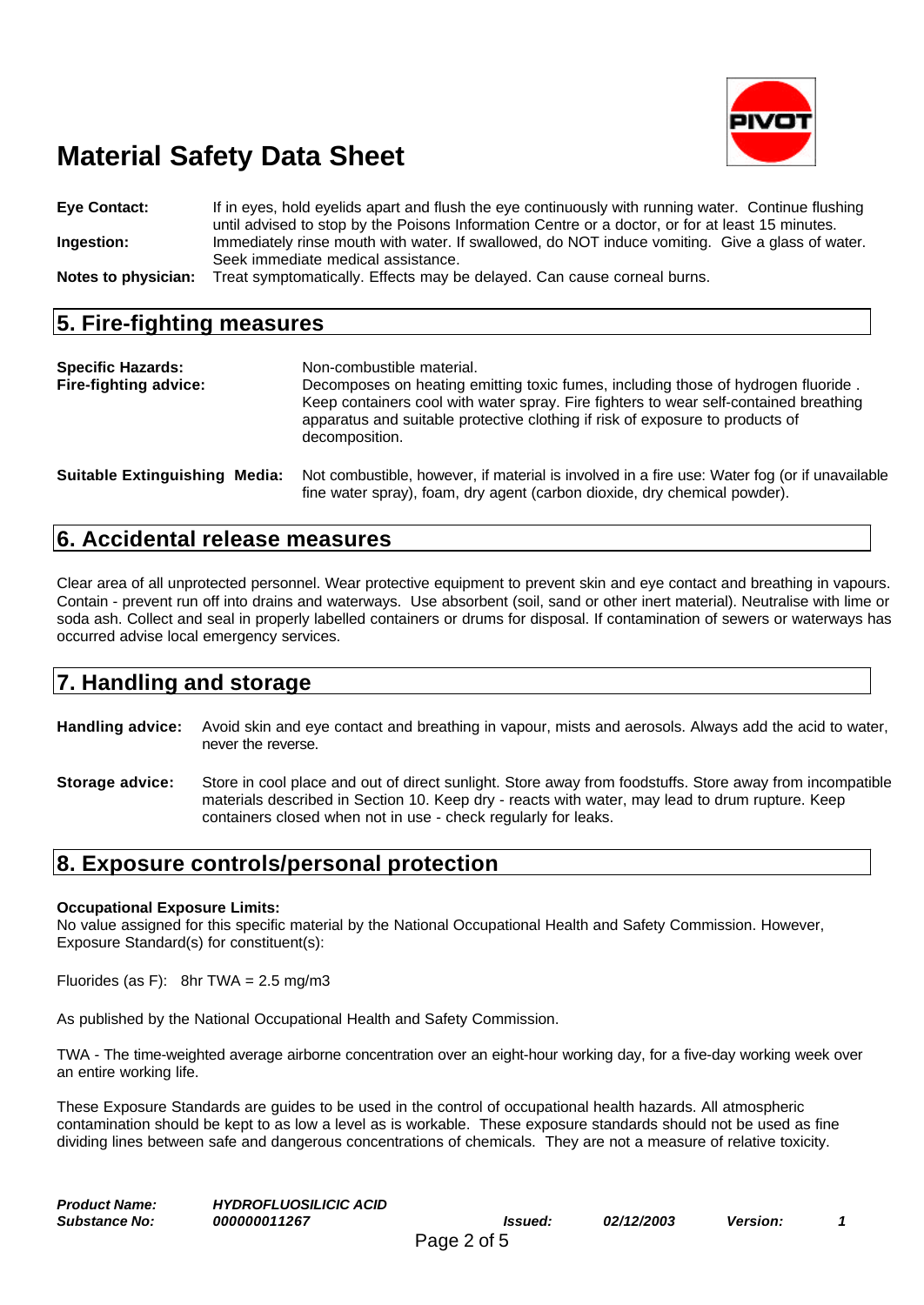**Eye Contact:** If in eyes, hold eyelids apart and flush the eye continuously with running water. Continue flushing until advised to stop by the Poisons Information Centre or a doctor, or for at least 15 minutes.

**Ingestion:** Immediately rinse mouth with water. If swallowed, do NOT induce vomiting. Give a glass of water. Seek immediate medical assistance.

**Notes to physician:** Treat symptomatically. Effects may be delayed. Can cause corneal burns.

## 5. Fire-fighting measures

**Specific Hazards:** Non-combustible material.

**Fire-fighting advice:** Decomposes on heating emitting toxic fumes, including those of hydrogen fluoride . Keep containers cool with water spray. Fire fighters to wear self-contained breathing apparatus and suitable protective clothing if risk of exposure to products of decomposition.

**Suitable Extinguishing Media:** Not combustible, however, if material is involved in a fire use: Water fog (or if unavailable fine water spray), foam, dry agent (carbon dioxide, dry chemical powder).

## 6. Accidental release measures

Clear area of all unprotected personnel. Wear protective equipment to prevent skin and eye contact and breathing in vapours. Contain - prevent run off into drains and waterways. Use absorbent (soil, sand or other inert material). Neutralise with lime or soda ash. Collect and seal in properly labelled containers or drums for disposal. If contamination of sewers or waterways has occurred advise local emergency services.

## 7. Handling and storage

**Handling advice:** Avoid skin and eye contact and breathing in vapour, mists and aerosols. Always add the acid to water, never the reverse.

**Storage advice:** Store in cool place and out of direct sunlight. Store away from foodstuffs. Store away from incompatible materials described in Section 10. Keep dry - reacts with water, may lead to drum rupture. Keep containers closed when not in use - check regularly for leaks.

## 8. Exposure controls/personal protection

**Occupational Exposure Limits:**
No value assigned for this specific material by the National Occupational Health and Safety Commission. However, Exposure Standard(s) for constituent(s):

Fluorides (as F): 8hr TWA = 2.5 mg/m3

As published by the National Occupational Health and Safety Commission.

TWA - The time-weighted average airborne concentration over an eight-hour working day, for a five-day working week over an entire working life.

These Exposure Standards are guides to be used in the control of occupational health hazards. All atmospheric contamination should be kept to as low a level as is workable. These exposure standards should not be used as fine dividing lines between safe and dangerous concentrations of chemicals. They are not a measure of relative toxicity.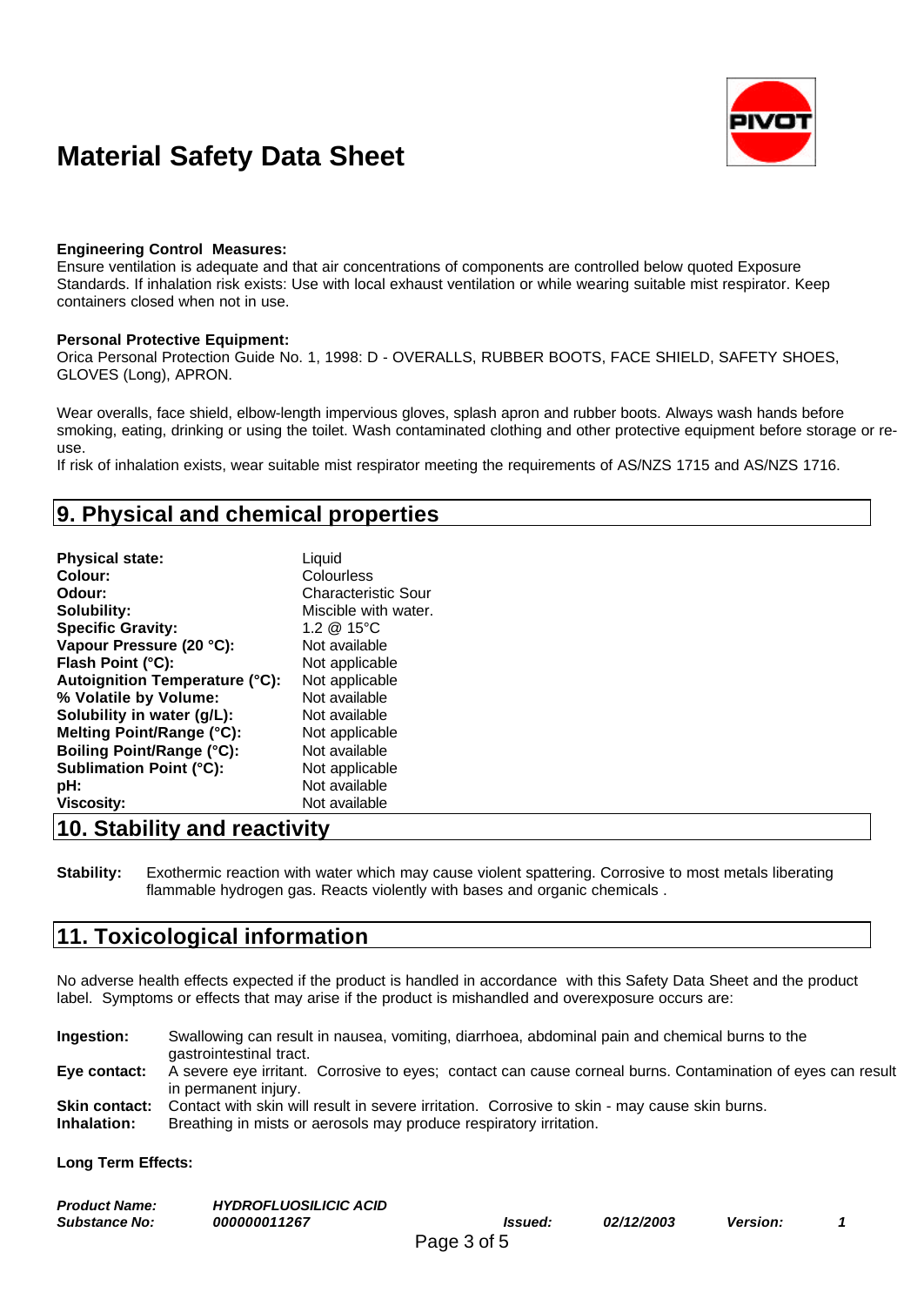# Material Safety Data Sheet

**Engineering Control Measures:**
Ensure ventilation is adequate and that air concentrations of components are controlled below quoted Exposure Standards. If inhalation risk exists: Use with local exhaust ventilation or while wearing suitable mist respirator. Keep containers closed when not in use.

**Personal Protective Equipment:**
Orica Personal Protection Guide No. 1, 1998: D - OVERALLS, RUBBER BOOTS, FACE SHIELD, SAFETY SHOES, GLOVES (Long), APRON.

Wear overalls, face shield, elbow-length impervious gloves, splash apron and rubber boots. Always wash hands before smoking, eating, drinking or using the toilet. Wash contaminated clothing and other protective equipment before storage or re-use.
If risk of inhalation exists, wear suitable mist respirator meeting the requirements of AS/NZS 1715 and AS/NZS 1716.

## 9. Physical and chemical properties

| | |
|---|---|
| **Physical state:** | Liquid |
| **Colour:** | Colourless |
| **Odour:** | Characteristic Sour |
| **Solubility:** | Miscible with water. |
| **Specific Gravity:** | 1.2 @ 15°C |
| **Vapour Pressure (20 °C):** | Not available |
| **Flash Point (°C):** | Not applicable |
| **Autoignition Temperature (°C):** | Not applicable |
| **% Volatile by Volume:** | Not available |
| **Solubility in water (g/L):** | Not available |
| **Melting Point/Range (°C):** | Not applicable |
| **Boiling Point/Range (°C):** | Not available |
| **Sublimation Point (°C):** | Not applicable |
| **pH:** | Not available |
| **Viscosity:** | Not available |

## 10. Stability and reactivity

**Stability:** Exothermic reaction with water which may cause violent spattering. Corrosive to most metals liberating flammable hydrogen gas. Reacts violently with bases and organic chemicals .

## 11. Toxicological information

No adverse health effects expected if the product is handled in accordance with this Safety Data Sheet and the product label. Symptoms or effects that may arise if the product is mishandled and overexposure occurs are:

**Ingestion:** Swallowing can result in nausea, vomiting, diarrhoea, abdominal pain and chemical burns to the gastrointestinal tract.

**Eye contact:** A severe eye irritant. Corrosive to eyes; contact can cause corneal burns. Contamination of eyes can result in permanent injury.

**Skin contact:** Contact with skin will result in severe irritation. Corrosive to skin - may cause skin burns.

**Inhalation:** Breathing in mists or aerosols may produce respiratory irritation.

**Long Term Effects:**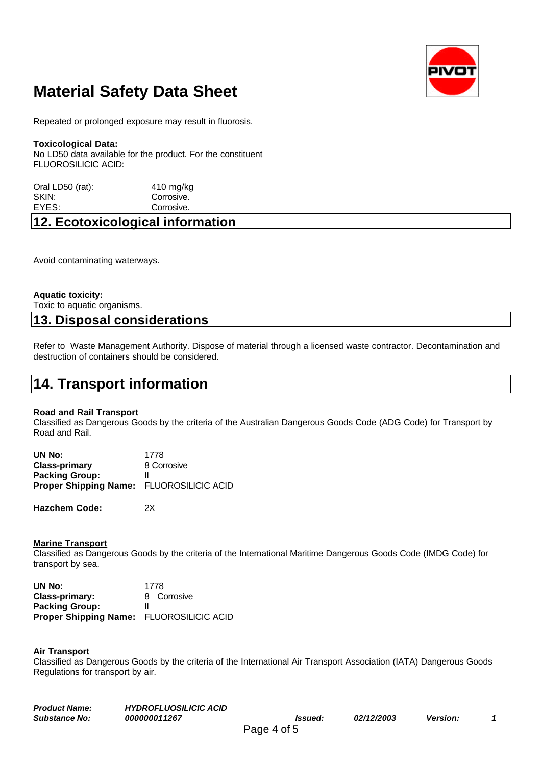# Material Safety Data Sheet

Repeated or prolonged exposure may result in fluorosis.

**Toxicological Data:**
No LD50 data available for the product. For the constituent FLUOROSILICIC ACID:

| | |
|---|---|
| Oral LD50 (rat): | 410 mg/kg |
| SKIN: | Corrosive. |
| EYES: | Corrosive. |

## 12. Ecotoxicological information

Avoid contaminating waterways.

**Aquatic toxicity:**
Toxic to aquatic organisms.

## 13. Disposal considerations

Refer to Waste Management Authority. Dispose of material through a licensed waste contractor. Decontamination and destruction of containers should be considered.

## 14. Transport information

**Road and Rail Transport**
Classified as Dangerous Goods by the criteria of the Australian Dangerous Goods Code (ADG Code) for Transport by Road and Rail.

| | |
|---|---|
| **UN No:** | 1778 |
| **Class-primary** | 8 Corrosive |
| **Packing Group:** | II |
| **Proper Shipping Name:** | FLUOROSILICIC ACID |

**Hazchem Code:** 2X

**Marine Transport**
Classified as Dangerous Goods by the criteria of the International Maritime Dangerous Goods Code (IMDG Code) for transport by sea.

| | |
|---|---|
| **UN No:** | 1778 |
| **Class-primary:** | 8 Corrosive |
| **Packing Group:** | II |
| **Proper Shipping Name:** | FLUOROSILICIC ACID |

**Air Transport**
Classified as Dangerous Goods by the criteria of the International Air Transport Association (IATA) Dangerous Goods Regulations for transport by air.

*Product Name:* ***HYDROFLUOSILICIC ACID***
*Substance No:* ***000000011267*** *Issued:* ***02/12/2003*** *Version:* ***1***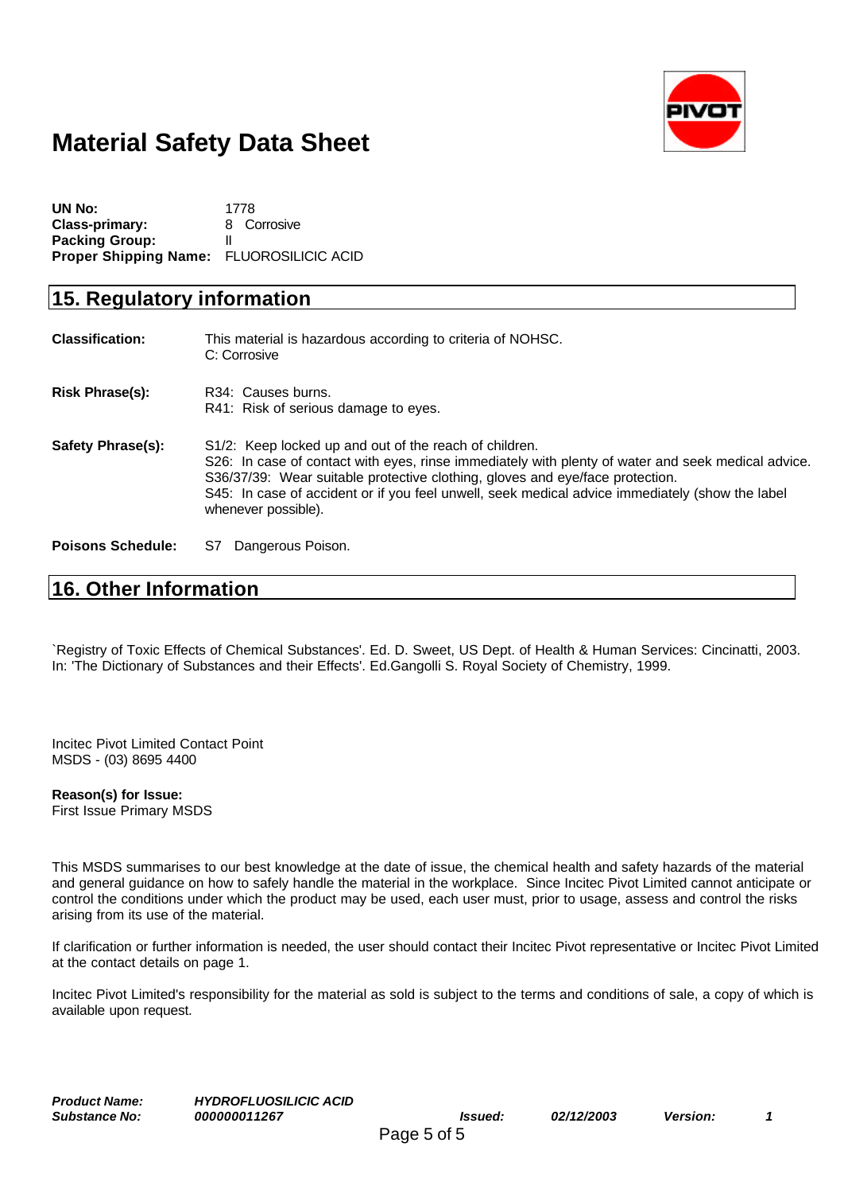# Material Safety Data Sheet

**UN No:** 1778
**Class-primary:** 8 Corrosive
**Packing Group:** II
**Proper Shipping Name:** FLUOROSILICIC ACID

## 15. Regulatory information

**Classification:** This material is hazardous according to criteria of NOHSC.
C: Corrosive

**Risk Phrase(s):** R34: Causes burns.
R41: Risk of serious damage to eyes.

**Safety Phrase(s):** S1/2: Keep locked up and out of the reach of children.
S26: In case of contact with eyes, rinse immediately with plenty of water and seek medical advice.
S36/37/39: Wear suitable protective clothing, gloves and eye/face protection.
S45: In case of accident or if you feel unwell, seek medical advice immediately (show the label whenever possible).

**Poisons Schedule:** S7 Dangerous Poison.

## 16. Other Information

`Registry of Toxic Effects of Chemical Substances'. Ed. D. Sweet, US Dept. of Health & Human Services: Cincinatti, 2003. In: 'The Dictionary of Substances and their Effects'. Ed.Gangolli S. Royal Society of Chemistry, 1999.

Incitec Pivot Limited Contact Point
MSDS - (03) 8695 4400

**Reason(s) for Issue:**
First Issue Primary MSDS

This MSDS summarises to our best knowledge at the date of issue, the chemical health and safety hazards of the material and general guidance on how to safely handle the material in the workplace. Since Incitec Pivot Limited cannot anticipate or control the conditions under which the product may be used, each user must, prior to usage, assess and control the risks arising from its use of the material.

If clarification or further information is needed, the user should contact their Incitec Pivot representative or Incitec Pivot Limited at the contact details on page 1.

Incitec Pivot Limited's responsibility for the material as sold is subject to the terms and conditions of sale, a copy of which is available upon request.